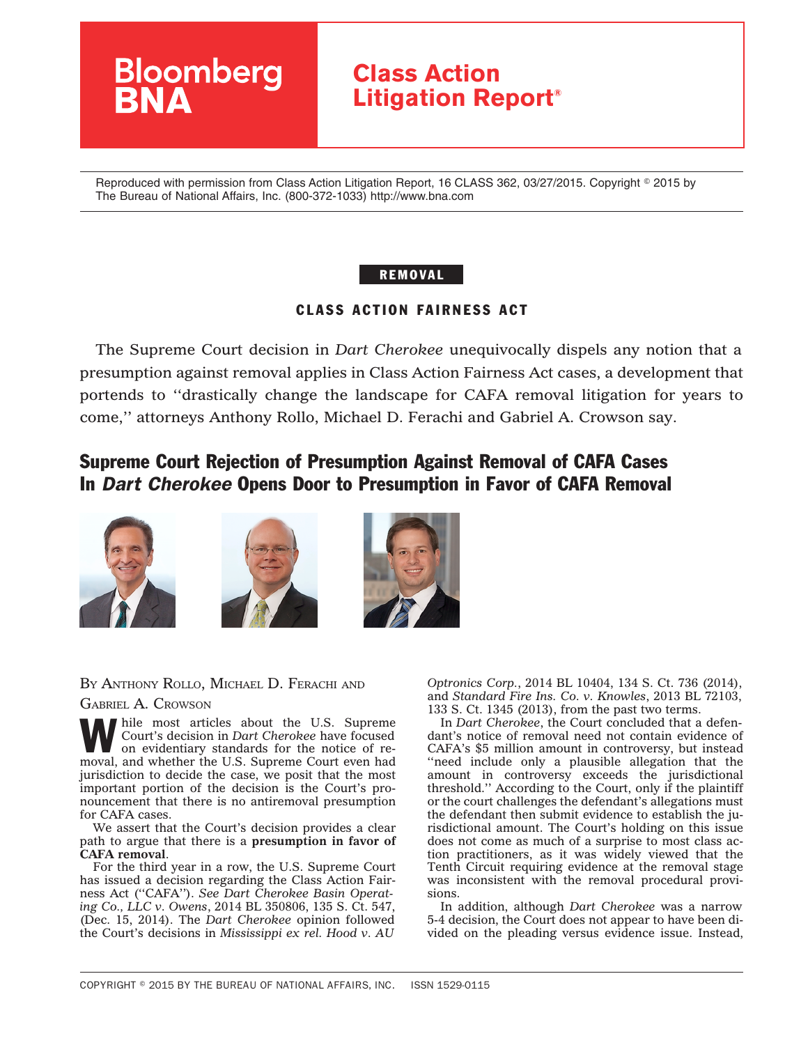Bloomberg BNA

# Class Action Litigation Report®

Reproduced with permission from Class Action Litigation Report, 16 CLASS 362, 03/27/2015. Copyright © 2015 by The Bureau of National Affairs, Inc. (800-372-1033) http://www.bna.com

**REMOVAL**

**CLASS ACTION FAIRNESS ACT**

The Supreme Court decision in *Dart Cherokee* unequivocally dispels any notion that a presumption against removal applies in Class Action Fairness Act cases, a development that portends to ''drastically change the landscape for CAFA removal litigation for years to come,'' attorneys Anthony Rollo, Michael D. Ferachi and Gabriel A. Crowson say.

## Supreme Court Rejection of Presumption Against Removal of CAFA Cases In *Dart Cherokee* Opens Door to Presumption in Favor of CAFA Removal

BY ANTHONY ROLLO, MICHAEL D. FERACHI AND GABRIEL A. CROWSON

While most articles about the U.S. Supreme Court's decision in *Dart Cherokee* have focused on evidentiary standards for the notice of removal, and whether the U.S. Supreme Court even had jurisdiction to decide the case, we posit that the most important portion of the decision is the Court's pronouncement that there is no antiremoval presumption for CAFA cases.

We assert that the Court's decision provides a clear path to argue that there is a **presumption in favor of CAFA removal**.

For the third year in a row, the U.S. Supreme Court has issued a decision regarding the Class Action Fairness Act (''CAFA''). *See Dart Cherokee Basin Operating Co., LLC v. Owens*, 2014 BL 350806, 135 S. Ct. 547, (Dec. 15, 2014). The *Dart Cherokee* opinion followed the Court's decisions in *Mississippi ex rel. Hood v. AU Optronics Corp.*, 2014 BL 10404, 134 S. Ct. 736 (2014), and *Standard Fire Ins. Co. v. Knowles*, 2013 BL 72103, 133 S. Ct. 1345 (2013), from the past two terms.

In *Dart Cherokee*, the Court concluded that a defendant's notice of removal need not contain evidence of CAFA's $5 million amount in controversy, but instead ''need include only a plausible allegation that the amount in controversy exceeds the jurisdictional threshold.'' According to the Court, only if the plaintiff or the court challenges the defendant's allegations must the defendant then submit evidence to establish the jurisdictional amount. The Court's holding on this issue does not come as much of a surprise to most class action practitioners, as it was widely viewed that the Tenth Circuit requiring evidence at the removal stage was inconsistent with the removal procedural provisions.

In addition, although *Dart Cherokee* was a narrow 5-4 decision, the Court does not appear to have been divided on the pleading versus evidence issue. Instead,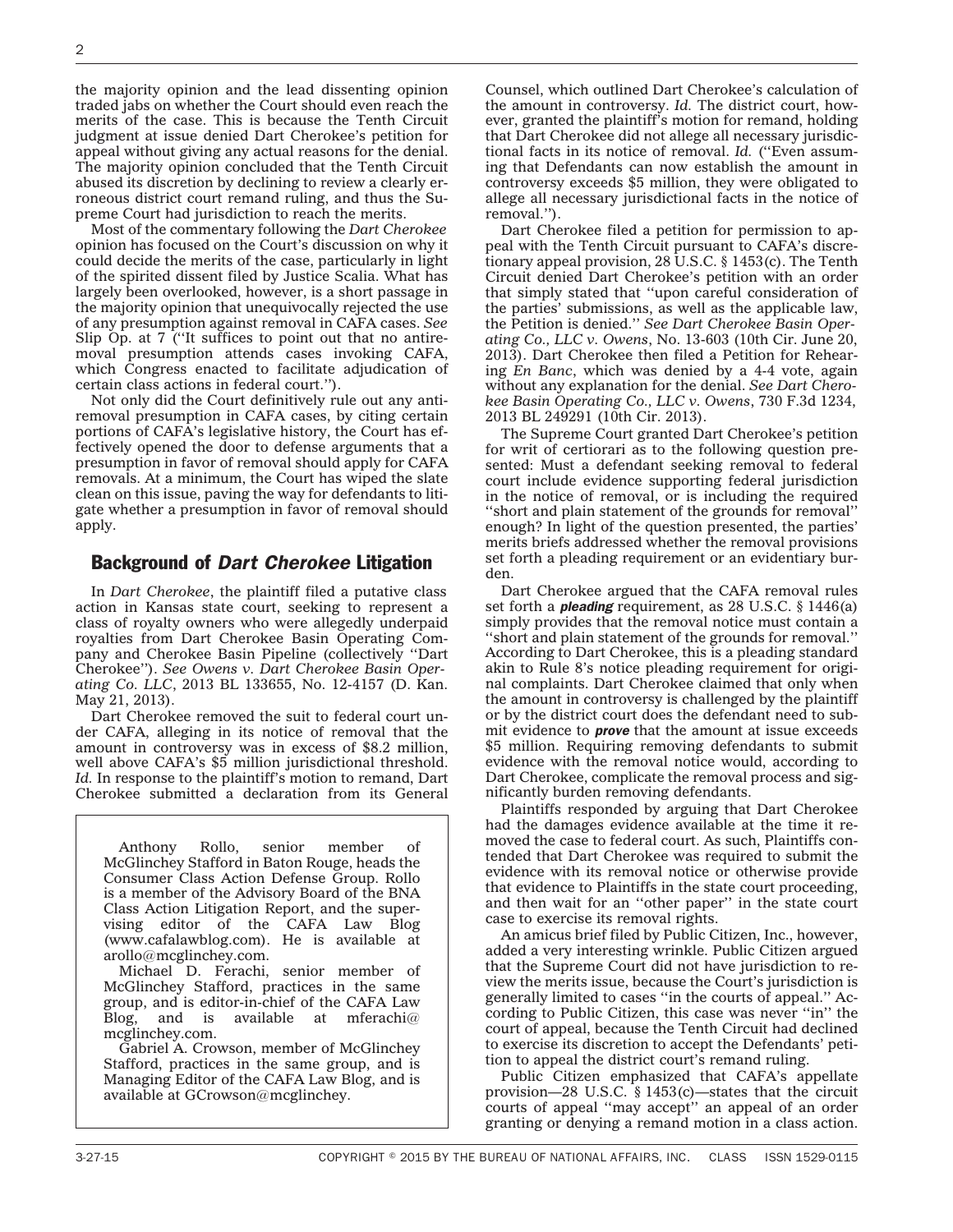the majority opinion and the lead dissenting opinion traded jabs on whether the Court should even reach the merits of the case. This is because the Tenth Circuit judgment at issue denied Dart Cherokee's petition for appeal without giving any actual reasons for the denial. The majority opinion concluded that the Tenth Circuit abused its discretion by declining to review a clearly erroneous district court remand ruling, and thus the Supreme Court had jurisdiction to reach the merits.

Most of the commentary following the *Dart Cherokee* opinion has focused on the Court's discussion on why it could decide the merits of the case, particularly in light of the spirited dissent filed by Justice Scalia. What has largely been overlooked, however, is a short passage in the majority opinion that unequivocally rejected the use of any presumption against removal in CAFA cases. *See* Slip Op. at 7 (''It suffices to point out that no antiremoval presumption attends cases invoking CAFA, which Congress enacted to facilitate adjudication of certain class actions in federal court.'').

Not only did the Court definitively rule out any antiremoval presumption in CAFA cases, by citing certain portions of CAFA's legislative history, the Court has effectively opened the door to defense arguments that a presumption in favor of removal should apply for CAFA removals. At a minimum, the Court has wiped the slate clean on this issue, paving the way for defendants to litigate whether a presumption in favor of removal should apply.

## Background of *Dart Cherokee* Litigation

In *Dart Cherokee*, the plaintiff filed a putative class action in Kansas state court, seeking to represent a class of royalty owners who were allegedly underpaid royalties from Dart Cherokee Basin Operating Company and Cherokee Basin Pipeline (collectively ''Dart Cherokee''). *See Owens v. Dart Cherokee Basin Operating Co. LLC*, 2013 BL 133655, No. 12-4157 (D. Kan. May 21, 2013).

Dart Cherokee removed the suit to federal court under CAFA, alleging in its notice of removal that the amount in controversy was in excess of $8.2 million, well above CAFA's $5 million jurisdictional threshold. *Id.* In response to the plaintiff's motion to remand, Dart Cherokee submitted a declaration from its General Counsel, which outlined Dart Cherokee's calculation of the amount in controversy. *Id.* The district court, however, granted the plaintiff's motion for remand, holding that Dart Cherokee did not allege all necessary jurisdictional facts in its notice of removal. *Id.* (''Even assuming that Defendants can now establish the amount in controversy exceeds $5 million, they were obligated to allege all necessary jurisdictional facts in the notice of removal.'').

Dart Cherokee filed a petition for permission to appeal with the Tenth Circuit pursuant to CAFA's discretionary appeal provision, 28 U.S.C. § 1453(c). The Tenth Circuit denied Dart Cherokee's petition with an order that simply stated that ''upon careful consideration of the parties' submissions, as well as the applicable law, the Petition is denied.'' *See Dart Cherokee Basin Operating Co., LLC v. Owens*, No. 13-603 (10th Cir. June 20, 2013). Dart Cherokee then filed a Petition for Rehearing *En Banc*, which was denied by a 4-4 vote, again without any explanation for the denial. *See Dart Cherokee Basin Operating Co., LLC v. Owens*, 730 F.3d 1234, 2013 BL 249291 (10th Cir. 2013).

The Supreme Court granted Dart Cherokee's petition for writ of certiorari as to the following question presented: Must a defendant seeking removal to federal court include evidence supporting federal jurisdiction in the notice of removal, or is including the required ''short and plain statement of the grounds for removal'' enough? In light of the question presented, the parties' merits briefs addressed whether the removal provisions set forth a pleading requirement or an evidentiary burden.

Dart Cherokee argued that the CAFA removal rules set forth a ***pleading*** requirement, as 28 U.S.C. § 1446(a) simply provides that the removal notice must contain a ''short and plain statement of the grounds for removal.'' According to Dart Cherokee, this is a pleading standard akin to Rule 8's notice pleading requirement for original complaints. Dart Cherokee claimed that only when the amount in controversy is challenged by the plaintiff or by the district court does the defendant need to submit evidence to ***prove*** that the amount at issue exceeds $5 million. Requiring removing defendants to submit evidence with the removal notice would, according to Dart Cherokee, complicate the removal process and significantly burden removing defendants.

Plaintiffs responded by arguing that Dart Cherokee had the damages evidence available at the time it removed the case to federal court. As such, Plaintiffs contended that Dart Cherokee was required to submit the evidence with its removal notice or otherwise provide that evidence to Plaintiffs in the state court proceeding, and then wait for an ''other paper'' in the state court case to exercise its removal rights.

An amicus brief filed by Public Citizen, Inc., however, added a very interesting wrinkle. Public Citizen argued that the Supreme Court did not have jurisdiction to review the merits issue, because the Court's jurisdiction is generally limited to cases ''in the courts of appeal.'' According to Public Citizen, this case was never ''in'' the court of appeal, because the Tenth Circuit had declined to exercise its discretion to accept the Defendants' petition to appeal the district court's remand ruling.

Public Citizen emphasized that CAFA's appellate provision—28 U.S.C. § 1453(c)—states that the circuit courts of appeal ''may accept'' an appeal of an order granting or denying a remand motion in a class action.

---

Anthony Rollo, senior member of McGlinchey Stafford in Baton Rouge, heads the Consumer Class Action Defense Group. Rollo is a member of the Advisory Board of the BNA Class Action Litigation Report, and the supervising editor of the CAFA Law Blog (www.cafalawblog.com). He is available at arollo@mcglinchey.com.

Michael D. Ferachi, senior member of McGlinchey Stafford, practices in the same group, and is editor-in-chief of the CAFA Law Blog, and is available at mferachi@mcglinchey.com.

Gabriel A. Crowson, member of McGlinchey Stafford, practices in the same group, and is Managing Editor of the CAFA Law Blog, and is available at GCrowson@mcglinchey.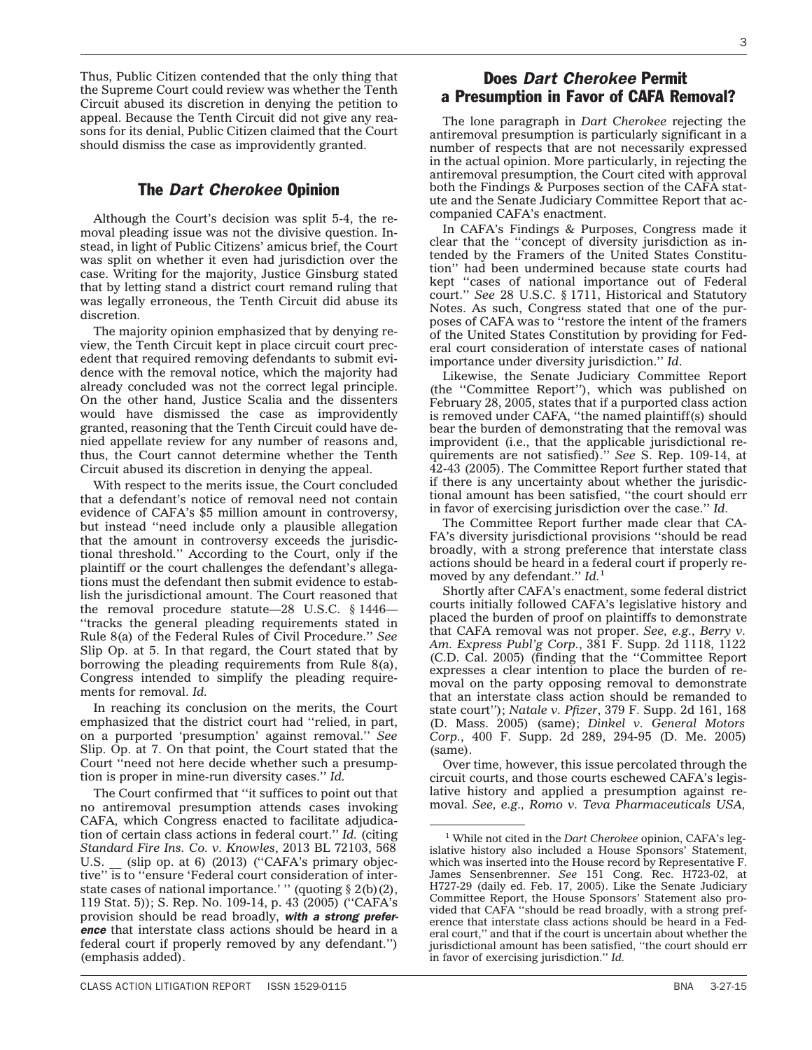Thus, Public Citizen contended that the only thing that the Supreme Court could review was whether the Tenth Circuit abused its discretion in denying the petition to appeal. Because the Tenth Circuit did not give any reasons for its denial, Public Citizen claimed that the Court should dismiss the case as improvidently granted.

## The *Dart Cherokee* Opinion

Although the Court's decision was split 5-4, the removal pleading issue was not the divisive question. Instead, in light of Public Citizens' amicus brief, the Court was split on whether it even had jurisdiction over the case. Writing for the majority, Justice Ginsburg stated that by letting stand a district court remand ruling that was legally erroneous, the Tenth Circuit did abuse its discretion.

The majority opinion emphasized that by denying review, the Tenth Circuit kept in place circuit court precedent that required removing defendants to submit evidence with the removal notice, which the majority had already concluded was not the correct legal principle. On the other hand, Justice Scalia and the dissenters would have dismissed the case as improvidently granted, reasoning that the Tenth Circuit could have denied appellate review for any number of reasons and, thus, the Court cannot determine whether the Tenth Circuit abused its discretion in denying the appeal.

With respect to the merits issue, the Court concluded that a defendant's notice of removal need not contain evidence of CAFA's $5 million amount in controversy, but instead ''need include only a plausible allegation that the amount in controversy exceeds the jurisdictional threshold.'' According to the Court, only if the plaintiff or the court challenges the defendant's allegations must the defendant then submit evidence to establish the jurisdictional amount. The Court reasoned that the removal procedure statute—28 U.S.C. § 1446—''tracks the general pleading requirements stated in Rule 8(a) of the Federal Rules of Civil Procedure.'' *See* Slip Op. at 5. In that regard, the Court stated that by borrowing the pleading requirements from Rule 8(a), Congress intended to simplify the pleading requirements for removal. *Id.*

In reaching its conclusion on the merits, the Court emphasized that the district court had ''relied, in part, on a purported 'presumption' against removal.'' *See* Slip. Op. at 7. On that point, the Court stated that the Court ''need not here decide whether such a presumption is proper in mine-run diversity cases.'' *Id.*

The Court confirmed that ''it suffices to point out that no antiremoval presumption attends cases invoking CAFA, which Congress enacted to facilitate adjudication of certain class actions in federal court.'' *Id.* (citing *Standard Fire Ins. Co. v. Knowles*, 2013 BL 72103, 568 U.S. __ (slip op. at 6) (2013) (''CAFA's primary objective'' is to ''ensure 'Federal court consideration of interstate cases of national importance.' '' (quoting § 2(b)(2), 119 Stat. 5)); S. Rep. No. 109-14, p. 43 (2005) (''CAFA's provision should be read broadly, ***with a strong preference*** that interstate class actions should be heard in a federal court if properly removed by any defendant.'') (emphasis added).

## Does *Dart Cherokee* Permit a Presumption in Favor of CAFA Removal?

The lone paragraph in *Dart Cherokee* rejecting the antiremoval presumption is particularly significant in a number of respects that are not necessarily expressed in the actual opinion. More particularly, in rejecting the antiremoval presumption, the Court cited with approval both the Findings & Purposes section of the CAFA statute and the Senate Judiciary Committee Report that accompanied CAFA's enactment.

In CAFA's Findings & Purposes, Congress made it clear that the ''concept of diversity jurisdiction as intended by the Framers of the United States Constitution'' had been undermined because state courts had kept ''cases of national importance out of Federal court.'' *See* 28 U.S.C. § 1711, Historical and Statutory Notes. As such, Congress stated that one of the purposes of CAFA was to ''restore the intent of the framers of the United States Constitution by providing for Federal court consideration of interstate cases of national importance under diversity jurisdiction.'' *Id.*

Likewise, the Senate Judiciary Committee Report (the ''Committee Report''), which was published on February 28, 2005, states that if a purported class action is removed under CAFA, ''the named plaintiff(s) should bear the burden of demonstrating that the removal was improvident (i.e., that the applicable jurisdictional requirements are not satisfied).'' *See* S. Rep. 109-14, at 42-43 (2005). The Committee Report further stated that if there is any uncertainty about whether the jurisdictional amount has been satisfied, ''the court should err in favor of exercising jurisdiction over the case.'' *Id.*

The Committee Report further made clear that CAFA's diversity jurisdictional provisions ''should be read broadly, with a strong preference that interstate class actions should be heard in a federal court if properly removed by any defendant.'' *Id.*[1]

Shortly after CAFA's enactment, some federal district courts initially followed CAFA's legislative history and placed the burden of proof on plaintiffs to demonstrate that CAFA removal was not proper. *See, e.g., Berry v. Am. Express Publ'g Corp.*, 381 F. Supp. 2d 1118, 1122 (C.D. Cal. 2005) (finding that the ''Committee Report expresses a clear intention to place the burden of removal on the party opposing removal to demonstrate that an interstate class action should be remanded to state court''); *Natale v. Pfizer*, 379 F. Supp. 2d 161, 168 (D. Mass. 2005) (same); *Dinkel v. General Motors Corp.*, 400 F. Supp. 2d 289, 294-95 (D. Me. 2005) (same).

Over time, however, this issue percolated through the circuit courts, and those courts eschewed CAFA's legislative history and applied a presumption against removal. *See, e.g., Romo v. Teva Pharmaceuticals USA,*

---

[1] While not cited in the *Dart Cherokee* opinion, CAFA's legislative history also included a House Sponsors' Statement, which was inserted into the House record by Representative F. James Sensenbrenner. *See* 151 Cong. Rec. H723-02, at H727-29 (daily ed. Feb. 17, 2005). Like the Senate Judiciary Committee Report, the House Sponsors' Statement also provided that CAFA ''should be read broadly, with a strong preference that interstate class actions should be heard in a Federal court,'' and that if the court is uncertain about whether the jurisdictional amount has been satisfied, ''the court should err in favor of exercising jurisdiction.'' *Id.*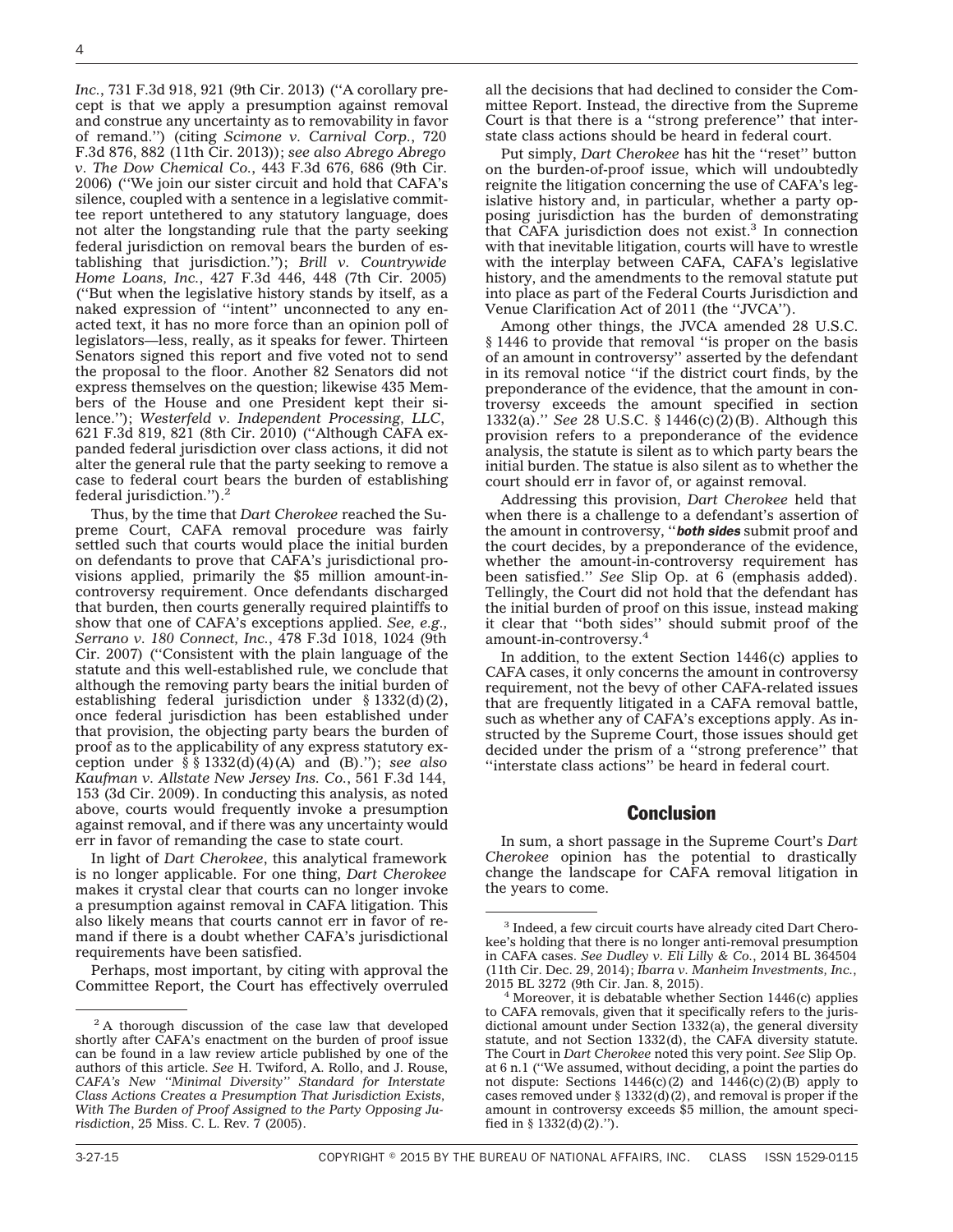*Inc.*, 731 F.3d 918, 921 (9th Cir. 2013) (''A corollary precept is that we apply a presumption against removal and construe any uncertainty as to removability in favor of remand.'') (citing *Scimone v. Carnival Corp.*, 720 F.3d 876, 882 (11th Cir. 2013)); *see also Abrego Abrego v. The Dow Chemical Co.*, 443 F.3d 676, 686 (9th Cir. 2006) (''We join our sister circuit and hold that CAFA's silence, coupled with a sentence in a legislative committee report untethered to any statutory language, does not alter the longstanding rule that the party seeking federal jurisdiction on removal bears the burden of establishing that jurisdiction.''); *Brill v. Countrywide Home Loans, Inc.*, 427 F.3d 446, 448 (7th Cir. 2005) (''But when the legislative history stands by itself, as a naked expression of ''intent'' unconnected to any enacted text, it has no more force than an opinion poll of legislators—less, really, as it speaks for fewer. Thirteen Senators signed this report and five voted not to send the proposal to the floor. Another 82 Senators did not express themselves on the question; likewise 435 Members of the House and one President kept their silence.''); *Westerfeld v. Independent Processing, LLC*, 621 F.3d 819, 821 (8th Cir. 2010) (''Although CAFA expanded federal jurisdiction over class actions, it did not alter the general rule that the party seeking to remove a case to federal court bears the burden of establishing federal jurisdiction.'').[2]

Thus, by the time that *Dart Cherokee* reached the Supreme Court, CAFA removal procedure was fairly settled such that courts would place the initial burden on defendants to prove that CAFA's jurisdictional provisions applied, primarily the $5 million amount-in-controversy requirement. Once defendants discharged that burden, then courts generally required plaintiffs to show that one of CAFA's exceptions applied. *See, e.g., Serrano v. 180 Connect, Inc.*, 478 F.3d 1018, 1024 (9th Cir. 2007) (''Consistent with the plain language of the statute and this well-established rule, we conclude that although the removing party bears the initial burden of establishing federal jurisdiction under § 1332(d)(2), once federal jurisdiction has been established under that provision, the objecting party bears the burden of proof as to the applicability of any express statutory exception under § § 1332(d)(4)(A) and (B).''); *see also Kaufman v. Allstate New Jersey Ins. Co.*, 561 F.3d 144, 153 (3d Cir. 2009). In conducting this analysis, as noted above, courts would frequently invoke a presumption against removal, and if there was any uncertainty would err in favor of remanding the case to state court.

In light of *Dart Cherokee*, this analytical framework is no longer applicable. For one thing, *Dart Cherokee* makes it crystal clear that courts can no longer invoke a presumption against removal in CAFA litigation. This also likely means that courts cannot err in favor of remand if there is a doubt whether CAFA's jurisdictional requirements have been satisfied.

Perhaps, most important, by citing with approval the Committee Report, the Court has effectively overruled all the decisions that had declined to consider the Committee Report. Instead, the directive from the Supreme Court is that there is a ''strong preference'' that interstate class actions should be heard in federal court.

Put simply, *Dart Cherokee* has hit the ''reset'' button on the burden-of-proof issue, which will undoubtedly reignite the litigation concerning the use of CAFA's legislative history and, in particular, whether a party opposing jurisdiction has the burden of demonstrating that CAFA jurisdiction does not exist.[3] In connection with that inevitable litigation, courts will have to wrestle with the interplay between CAFA, CAFA's legislative history, and the amendments to the removal statute put into place as part of the Federal Courts Jurisdiction and Venue Clarification Act of 2011 (the ''JVCA'').

Among other things, the JVCA amended 28 U.S.C. § 1446 to provide that removal ''is proper on the basis of an amount in controversy'' asserted by the defendant in its removal notice ''if the district court finds, by the preponderance of the evidence, that the amount in controversy exceeds the amount specified in section 1332(a).'' *See* 28 U.S.C. § 1446(c)(2)(B). Although this provision refers to a preponderance of the evidence analysis, the statute is silent as to which party bears the initial burden. The statue is also silent as to whether the court should err in favor of, or against removal.

Addressing this provision, *Dart Cherokee* held that when there is a challenge to a defendant's assertion of the amount in controversy, ''***both sides*** submit proof and the court decides, by a preponderance of the evidence, whether the amount-in-controversy requirement has been satisfied.'' *See* Slip Op. at 6 (emphasis added). Tellingly, the Court did not hold that the defendant has the initial burden of proof on this issue, instead making it clear that ''both sides'' should submit proof of the amount-in-controversy.[4]

In addition, to the extent Section 1446(c) applies to CAFA cases, it only concerns the amount in controversy requirement, not the bevy of other CAFA-related issues that are frequently litigated in a CAFA removal battle, such as whether any of CAFA's exceptions apply. As instructed by the Supreme Court, those issues should get decided under the prism of a ''strong preference'' that ''interstate class actions'' be heard in federal court.

## Conclusion

In sum, a short passage in the Supreme Court's *Dart Cherokee* opinion has the potential to drastically change the landscape for CAFA removal litigation in the years to come.

---

[2] A thorough discussion of the case law that developed shortly after CAFA's enactment on the burden of proof issue can be found in a law review article published by one of the authors of this article. *See* H. Twiford, A. Rollo, and J. Rouse, *CAFA's New ''Minimal Diversity'' Standard for Interstate Class Actions Creates a Presumption That Jurisdiction Exists, With The Burden of Proof Assigned to the Party Opposing Jurisdiction*, 25 Miss. C. L. Rev. 7 (2005).

[3] Indeed, a few circuit courts have already cited Dart Cherokee's holding that there is no longer anti-removal presumption in CAFA cases. *See Dudley v. Eli Lilly & Co.*, 2014 BL 364504 (11th Cir. Dec. 29, 2014); *Ibarra v. Manheim Investments, Inc.*, 2015 BL 3272 (9th Cir. Jan. 8, 2015).

[4] Moreover, it is debatable whether Section 1446(c) applies to CAFA removals, given that it specifically refers to the jurisdictional amount under Section 1332(a), the general diversity statute, and not Section 1332(d), the CAFA diversity statute. The Court in *Dart Cherokee* noted this very point. *See* Slip Op. at 6 n.1 (''We assumed, without deciding, a point the parties do not dispute: Sections 1446(c)(2) and 1446(c)(2)(B) apply to cases removed under § 1332(d)(2), and removal is proper if the amount in controversy exceeds $5 million, the amount specified in § 1332(d)(2).'').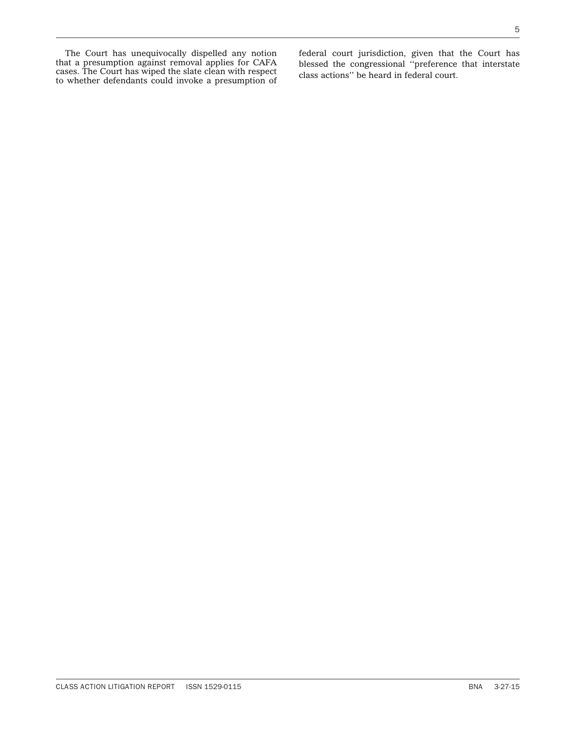The Court has unequivocally dispelled any notion that a presumption against removal applies for CAFA cases. The Court has wiped the slate clean with respect to whether defendants could invoke a presumption of federal court jurisdiction, given that the Court has blessed the congressional ''preference that interstate class actions'' be heard in federal court.